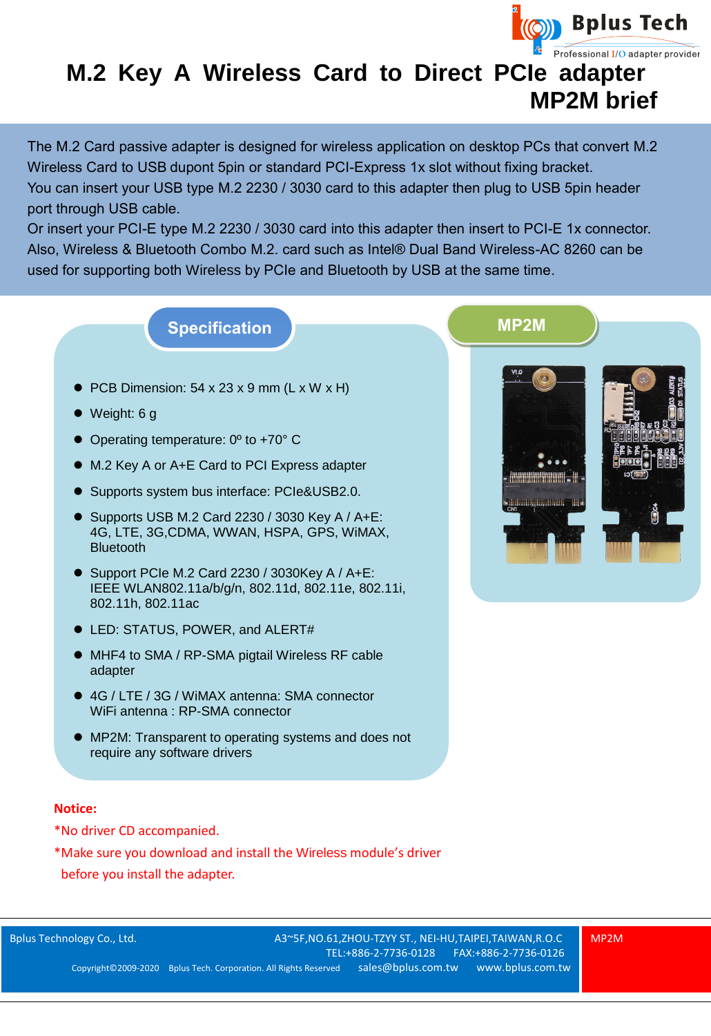# M.2 Key A Wireless Card to Direct PCIe adapter MP2M brief

The M.2 Card passive adapter is designed for wireless application on desktop PCs that convert M.2 Wireless Card to USB dupont 5pin or standard PCI-Express 1x slot without fixing bracket.
You can insert your USB type M.2 2230 / 3030 card to this adapter then plug to USB 5pin header port through USB cable.
Or insert your PCI-E type M.2 2230 / 3030 card into this adapter then insert to PCI-E 1x connector. Also, Wireless & Bluetooth Combo M.2. card such as Intel® Dual Band Wireless-AC 8260 can be used for supporting both Wireless by PCIe and Bluetooth by USB at the same time.

## Specification

- PCB Dimension: 54 x 23 x 9 mm (L x W x H)
- Weight: 6 g
- Operating temperature: 0º to +70° C
- M.2 Key A or A+E Card to PCI Express adapter
- Supports system bus interface: PCIe&USB2.0.
- Supports USB M.2 Card 2230 / 3030 Key A / A+E: 4G, LTE, 3G,CDMA, WWAN, HSPA, GPS, WiMAX, Bluetooth
- Support PCIe M.2 Card 2230 / 3030Key A / A+E: IEEE WLAN802.11a/b/g/n, 802.11d, 802.11e, 802.11i, 802.11h, 802.11ac
- LED: STATUS, POWER, and ALERT#
- MHF4 to SMA / RP-SMA pigtail Wireless RF cable adapter
- 4G / LTE / 3G / WiMAX antenna: SMA connector
  WiFi antenna : RP-SMA connector
- MP2M: Transparent to operating systems and does not require any software drivers

## MP2M

**Notice:**

*No driver CD accompanied.

*Make sure you download and install the Wireless module's driver before you install the adapter.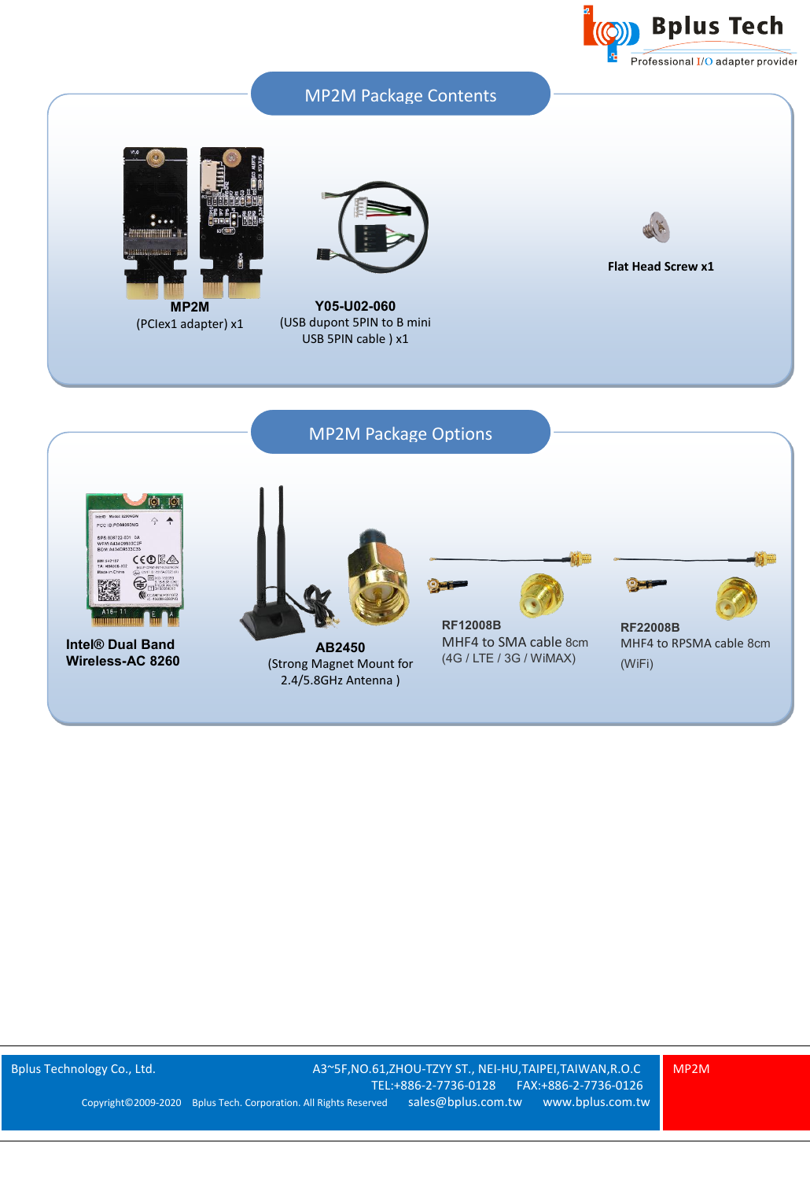## MP2M Package Contents

**MP2M**
(PCIex1 adapter) x1

**Y05-U02-060**
(USB dupont 5PIN to B mini USB 5PIN cable ) x1

**Flat Head Screw x1**

## MP2M Package Options

**Intel® Dual Band Wireless-AC 8260**

**AB2450**
(Strong Magnet Mount for 2.4/5.8GHz Antenna )

**RF12008B**
MHF4 to SMA cable 8cm
(4G / LTE / 3G / WiMAX)

**RF22008B**
MHF4 to RPSMA cable 8cm
(WiFi)